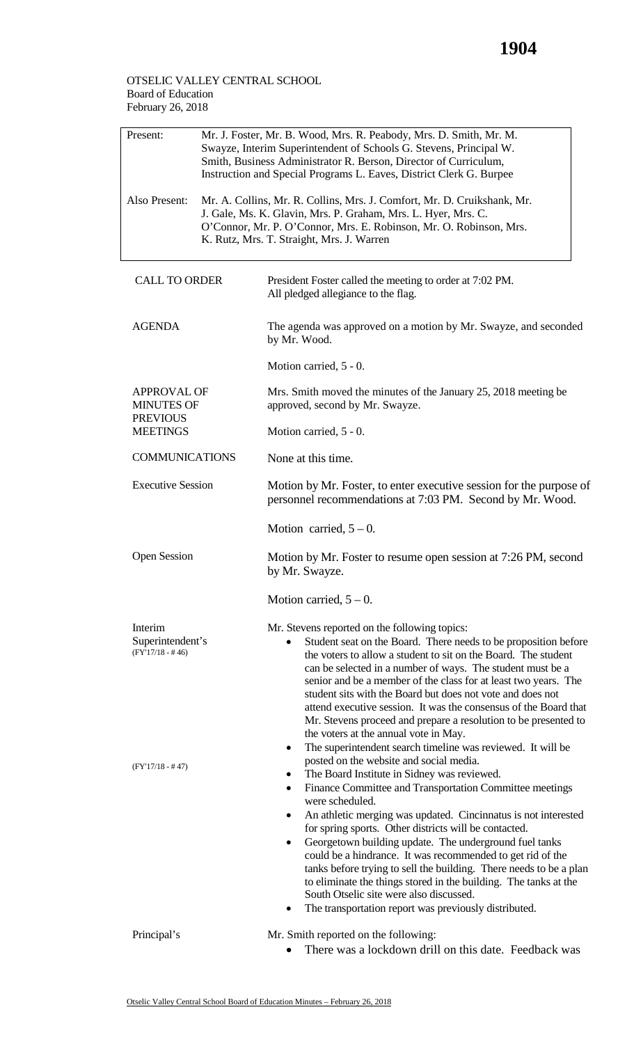OTSELIC VALLEY CENTRAL SCHOOL
Board of Education
February 26, 2018

| | |
|---|---|
| Present: | Mr. J. Foster, Mr. B. Wood, Mrs. R. Peabody, Mrs. D. Smith, Mr. M. Swayze, Interim Superintendent of Schools G. Stevens, Principal W. Smith, Business Administrator R. Berson, Director of Curriculum, Instruction and Special Programs L. Eaves, District Clerk G. Burpee |
| Also Present: | Mr. A. Collins, Mr. R. Collins, Mrs. J. Comfort, Mr. D. Cruikshank, Mr. J. Gale, Ms. K. Glavin, Mrs. P. Graham, Mrs. L. Hyer, Mrs. C. O'Connor, Mr. P. O'Connor, Mrs. E. Robinson, Mr. O. Robinson, Mrs. K. Rutz, Mrs. T. Straight, Mrs. J. Warren |

**CALL TO ORDER**

President Foster called the meeting to order at 7:02 PM.
All pledged allegiance to the flag.

**AGENDA**

The agenda was approved on a motion by Mr. Swayze, and seconded by Mr. Wood.

Motion carried, 5 - 0.

**APPROVAL OF MINUTES OF PREVIOUS MEETINGS**

Mrs. Smith moved the minutes of the January 25, 2018 meeting be approved, second by Mr. Swayze.

Motion carried, 5 - 0.

**COMMUNICATIONS**

None at this time.

**Executive Session**

Motion by Mr. Foster, to enter executive session for the purpose of personnel recommendations at 7:03 PM. Second by Mr. Wood.

Motion carried, 5 – 0.

**Open Session**

Motion by Mr. Foster to resume open session at 7:26 PM, second by Mr. Swayze.

Motion carried, 5 – 0.

**Interim Superintendent's**

Mr. Stevens reported on the following topics:

(FY'17/18 - # 46)

- Student seat on the Board. There needs to be proposition before the voters to allow a student to sit on the Board. The student can be selected in a number of ways. The student must be a senior and be a member of the class for at least two years. The student sits with the Board but does not vote and does not attend executive session. It was the consensus of the Board that Mr. Stevens proceed and prepare a resolution to be presented to the voters at the annual vote in May.

(FY'17/18 - # 47)

- The superintendent search timeline was reviewed. It will be posted on the website and social media.
- The Board Institute in Sidney was reviewed.
- Finance Committee and Transportation Committee meetings were scheduled.
- An athletic merging was updated. Cincinnatus is not interested for spring sports. Other districts will be contacted.
- Georgetown building update. The underground fuel tanks could be a hindrance. It was recommended to get rid of the tanks before trying to sell the building. There needs to be a plan to eliminate the things stored in the building. The tanks at the South Otselic site were also discussed.
- The transportation report was previously distributed.

**Principal's**

Mr. Smith reported on the following:

- There was a lockdown drill on this date. Feedback was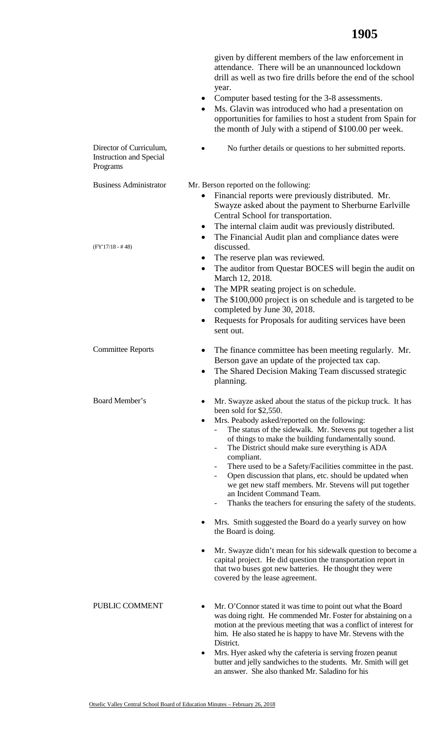given by different members of the law enforcement in attendance. There will be an unannounced lockdown drill as well as two fire drills before the end of the school year.

- Computer based testing for the 3-8 assessments.
- Ms. Glavin was introduced who had a presentation on opportunities for families to host a student from Spain for the month of July with a stipend of $100.00 per week.

**Director of Curriculum, Instruction and Special Programs**

- No further details or questions to her submitted reports.

**Business Administrator**

Mr. Berson reported on the following:

- Financial reports were previously distributed. Mr. Swayze asked about the payment to Sherburne Earlville Central School for transportation.
- The internal claim audit was previously distributed.
- The Financial Audit plan and compliance dates were discussed.
- The reserve plan was reviewed.
- The auditor from Questar BOCES will begin the audit on March 12, 2018.
- The MPR seating project is on schedule.
- The $100,000 project is on schedule and is targeted to be completed by June 30, 2018.
- Requests for Proposals for auditing services have been sent out.

(FY'17/18 - # 48)

**Committee Reports**

- The finance committee has been meeting regularly. Mr. Berson gave an update of the projected tax cap.
- The Shared Decision Making Team discussed strategic planning.

**Board Member's**

- Mr. Swayze asked about the status of the pickup truck. It has been sold for $2,550.
- Mrs. Peabody asked/reported on the following:
  - The status of the sidewalk. Mr. Stevens put together a list of things to make the building fundamentally sound.
  - The District should make sure everything is ADA compliant.
  - There used to be a Safety/Facilities committee in the past.
  - Open discussion that plans, etc. should be updated when we get new staff members. Mr. Stevens will put together an Incident Command Team.
  - Thanks the teachers for ensuring the safety of the students.
- Mrs. Smith suggested the Board do a yearly survey on how the Board is doing.
- Mr. Swayze didn't mean for his sidewalk question to become a capital project. He did question the transportation report in that two buses got new batteries. He thought they were covered by the lease agreement.

**PUBLIC COMMENT**

- Mr. O'Connor stated it was time to point out what the Board was doing right. He commended Mr. Foster for abstaining on a motion at the previous meeting that was a conflict of interest for him. He also stated he is happy to have Mr. Stevens with the District.
- Mrs. Hyer asked why the cafeteria is serving frozen peanut butter and jelly sandwiches to the students. Mr. Smith will get an answer. She also thanked Mr. Saladino for his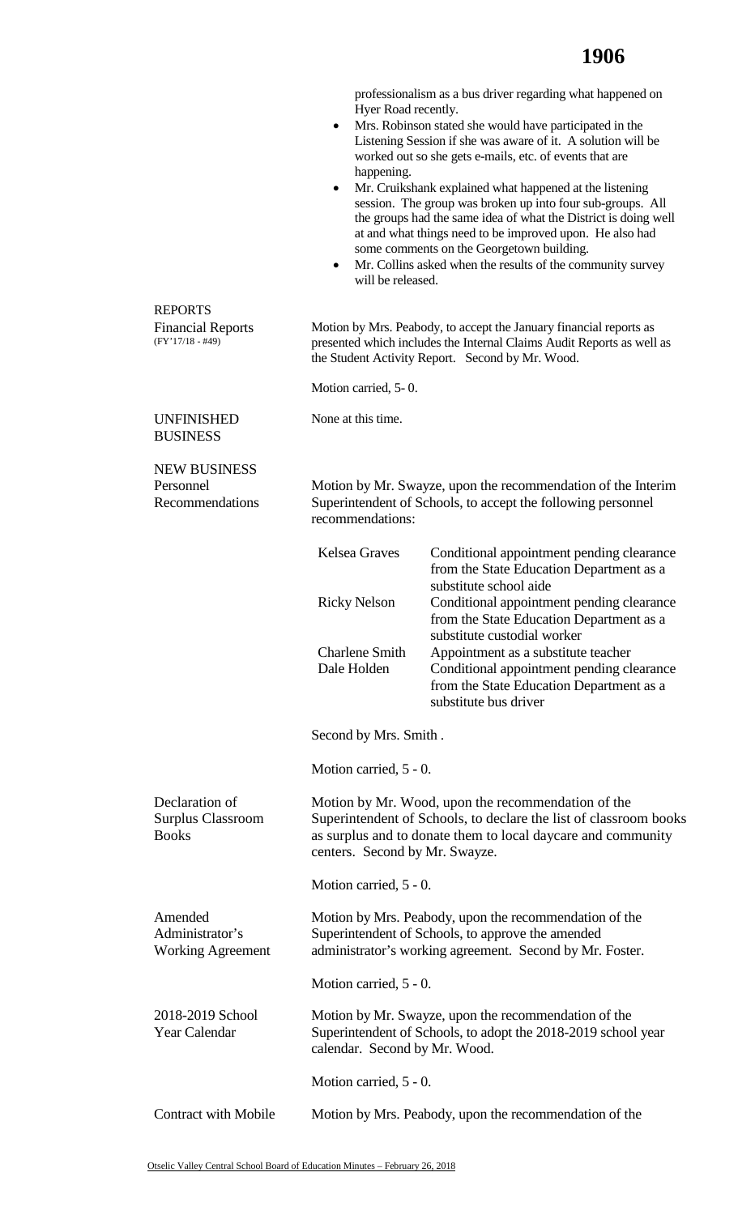professionalism as a bus driver regarding what happened on Hyer Road recently.

- Mrs. Robinson stated she would have participated in the Listening Session if she was aware of it. A solution will be worked out so she gets e-mails, etc. of events that are happening.
- Mr. Cruikshank explained what happened at the listening session. The group was broken up into four sub-groups. All the groups had the same idea of what the District is doing well at and what things need to be improved upon. He also had some comments on the Georgetown building.
- Mr. Collins asked when the results of the community survey will be released.

## REPORTS

**Financial Reports** (FY'17/18 - #49)

Motion by Mrs. Peabody, to accept the January financial reports as presented which includes the Internal Claims Audit Reports as well as the Student Activity Report. Second by Mr. Wood.

Motion carried, 5- 0.

## UNFINISHED BUSINESS

None at this time.

## NEW BUSINESS

**Personnel Recommendations**

Motion by Mr. Swayze, upon the recommendation of the Interim Superintendent of Schools, to accept the following personnel recommendations:

| | |
|---|---|
| Kelsea Graves | Conditional appointment pending clearance from the State Education Department as a substitute school aide |
| Ricky Nelson | Conditional appointment pending clearance from the State Education Department as a substitute custodial worker |
| Charlene Smith | Appointment as a substitute teacher |
| Dale Holden | Conditional appointment pending clearance from the State Education Department as a substitute bus driver |

Second by Mrs. Smith .

Motion carried, 5 - 0.

**Declaration of Surplus Classroom Books**

Motion by Mr. Wood, upon the recommendation of the Superintendent of Schools, to declare the list of classroom books as surplus and to donate them to local daycare and community centers. Second by Mr. Swayze.

Motion carried, 5 - 0.

**Amended Administrator's Working Agreement**

Motion by Mrs. Peabody, upon the recommendation of the Superintendent of Schools, to approve the amended administrator's working agreement. Second by Mr. Foster.

Motion carried, 5 - 0.

**2018-2019 School Year Calendar**

Motion by Mr. Swayze, upon the recommendation of the Superintendent of Schools, to adopt the 2018-2019 school year calendar. Second by Mr. Wood.

Motion carried, 5 - 0.

**Contract with Mobile**

Motion by Mrs. Peabody, upon the recommendation of the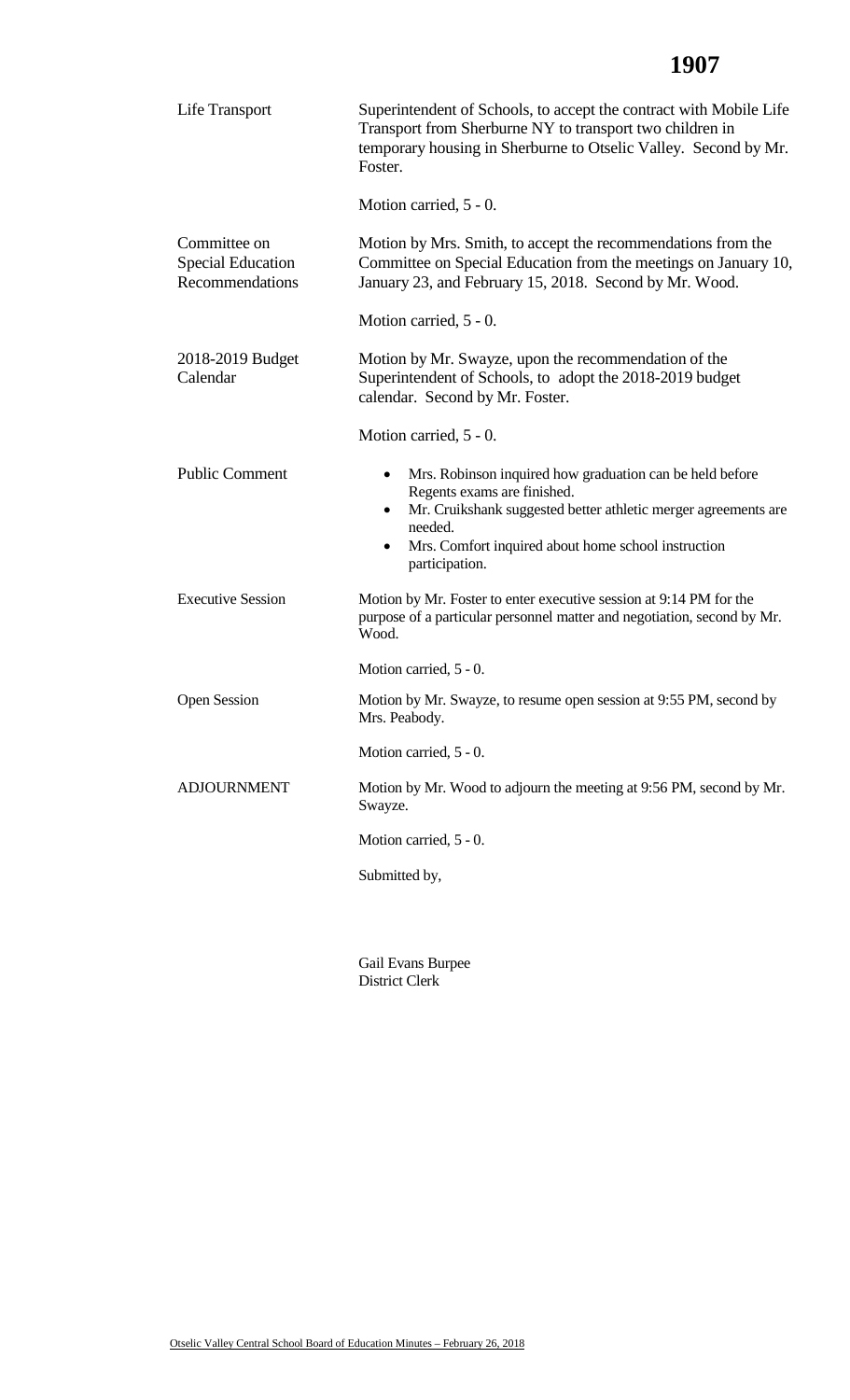| | |
|---|---|
| Life Transport | Superintendent of Schools, to accept the contract with Mobile Life Transport from Sherburne NY to transport two children in temporary housing in Sherburne to Otselic Valley. Second by Mr. Foster. |
| | Motion carried, 5 - 0. |
| Committee on Special Education Recommendations | Motion by Mrs. Smith, to accept the recommendations from the Committee on Special Education from the meetings on January 10, January 23, and February 15, 2018. Second by Mr. Wood. |
| | Motion carried, 5 - 0. |
| 2018-2019 Budget Calendar | Motion by Mr. Swayze, upon the recommendation of the Superintendent of Schools, to adopt the 2018-2019 budget calendar. Second by Mr. Foster. |
| | Motion carried, 5 - 0. |
| Public Comment | • Mrs. Robinson inquired how graduation can be held before Regents exams are finished.<br>• Mr. Cruikshank suggested better athletic merger agreements are needed.<br>• Mrs. Comfort inquired about home school instruction participation. |
| Executive Session | Motion by Mr. Foster to enter executive session at 9:14 PM for the purpose of a particular personnel matter and negotiation, second by Mr. Wood. |
| | Motion carried, 5 - 0. |
| Open Session | Motion by Mr. Swayze, to resume open session at 9:55 PM, second by Mrs. Peabody. |
| | Motion carried, 5 - 0. |
| ADJOURNMENT | Motion by Mr. Wood to adjourn the meeting at 9:56 PM, second by Mr. Swayze. |
| | Motion carried, 5 - 0. |

Submitted by,

Gail Evans Burpee
District Clerk